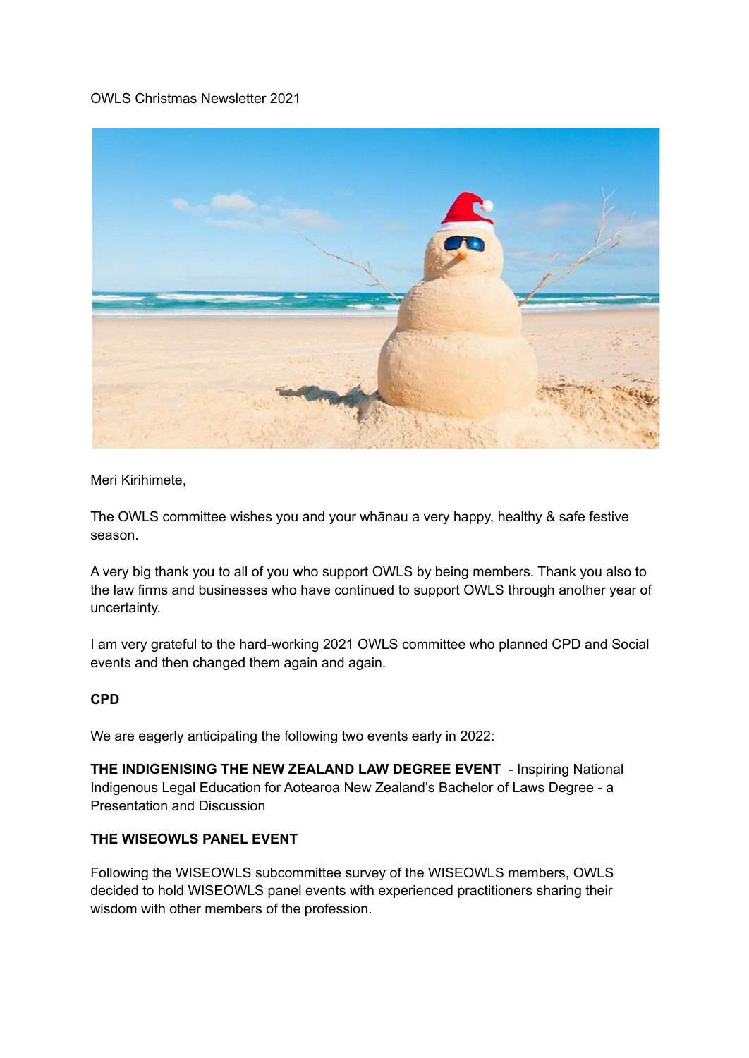OWLS Christmas Newsletter 2021

Meri Kirihimete,

The OWLS committee wishes you and your whānau a very happy, healthy & safe festive season.

A very big thank you to all of you who support OWLS by being members. Thank you also to the law firms and businesses who have continued to support OWLS through another year of uncertainty.

I am very grateful to the hard-working 2021 OWLS committee who planned CPD and Social events and then changed them again and again.

**CPD**

We are eagerly anticipating the following two events early in 2022:

**THE INDIGENISING THE NEW ZEALAND LAW DEGREE EVENT** - Inspiring National Indigenous Legal Education for Aotearoa New Zealand's Bachelor of Laws Degree - a Presentation and Discussion

**THE WISEOWLS PANEL EVENT**

Following the WISEOWLS subcommittee survey of the WISEOWLS members, OWLS decided to hold WISEOWLS panel events with experienced practitioners sharing their wisdom with other members of the profession.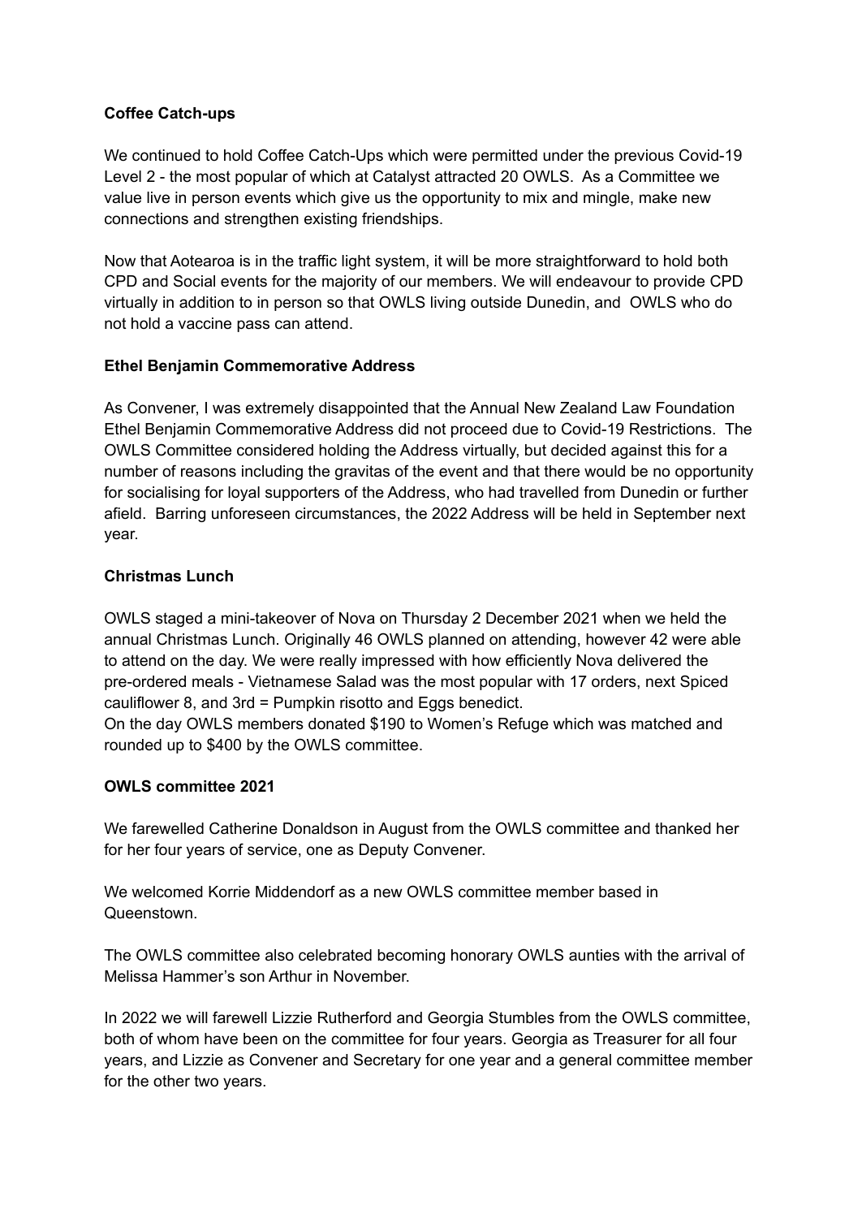**Coffee Catch-ups**

We continued to hold Coffee Catch-Ups which were permitted under the previous Covid-19 Level 2 - the most popular of which at Catalyst attracted 20 OWLS. As a Committee we value live in person events which give us the opportunity to mix and mingle, make new connections and strengthen existing friendships.

Now that Aotearoa is in the traffic light system, it will be more straightforward to hold both CPD and Social events for the majority of our members. We will endeavour to provide CPD virtually in addition to in person so that OWLS living outside Dunedin, and OWLS who do not hold a vaccine pass can attend.

**Ethel Benjamin Commemorative Address**

As Convener, I was extremely disappointed that the Annual New Zealand Law Foundation Ethel Benjamin Commemorative Address did not proceed due to Covid-19 Restrictions. The OWLS Committee considered holding the Address virtually, but decided against this for a number of reasons including the gravitas of the event and that there would be no opportunity for socialising for loyal supporters of the Address, who had travelled from Dunedin or further afield. Barring unforeseen circumstances, the 2022 Address will be held in September next year.

**Christmas Lunch**

OWLS staged a mini-takeover of Nova on Thursday 2 December 2021 when we held the annual Christmas Lunch. Originally 46 OWLS planned on attending, however 42 were able to attend on the day. We were really impressed with how efficiently Nova delivered the pre-ordered meals - Vietnamese Salad was the most popular with 17 orders, next Spiced cauliflower 8, and 3rd = Pumpkin risotto and Eggs benedict.
On the day OWLS members donated $190 to Women's Refuge which was matched and rounded up to $400 by the OWLS committee.

**OWLS committee 2021**

We farewelled Catherine Donaldson in August from the OWLS committee and thanked her for her four years of service, one as Deputy Convener.

We welcomed Korrie Middendorf as a new OWLS committee member based in Queenstown.

The OWLS committee also celebrated becoming honorary OWLS aunties with the arrival of Melissa Hammer's son Arthur in November.

In 2022 we will farewell Lizzie Rutherford and Georgia Stumbles from the OWLS committee, both of whom have been on the committee for four years. Georgia as Treasurer for all four years, and Lizzie as Convener and Secretary for one year and a general committee member for the other two years.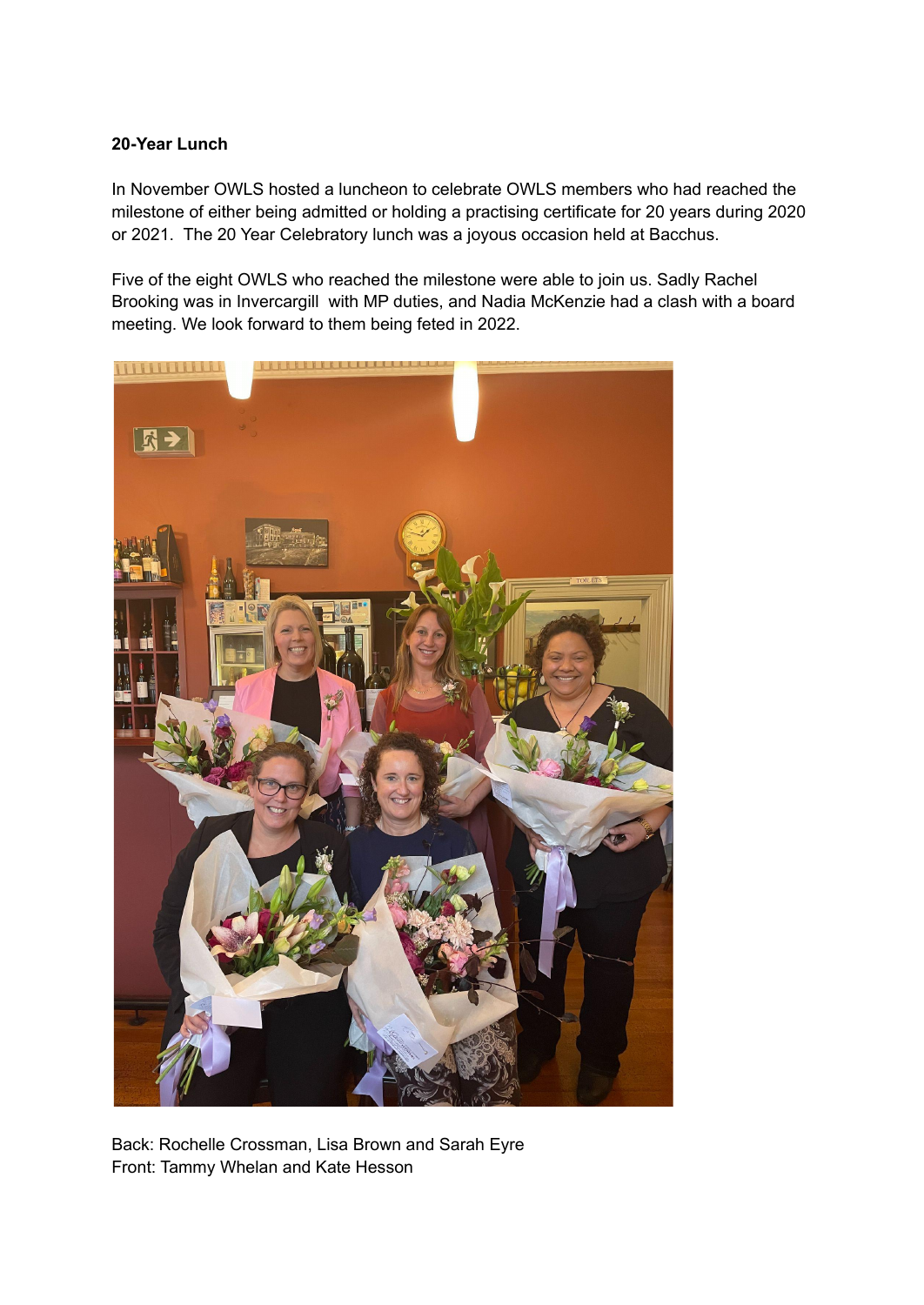**20-Year Lunch**

In November OWLS hosted a luncheon to celebrate OWLS members who had reached the milestone of either being admitted or holding a practising certificate for 20 years during 2020 or 2021. The 20 Year Celebratory lunch was a joyous occasion held at Bacchus.

Five of the eight OWLS who reached the milestone were able to join us. Sadly Rachel Brooking was in Invercargill with MP duties, and Nadia McKenzie had a clash with a board meeting. We look forward to them being feted in 2022.

Back: Rochelle Crossman, Lisa Brown and Sarah Eyre
Front: Tammy Whelan and Kate Hesson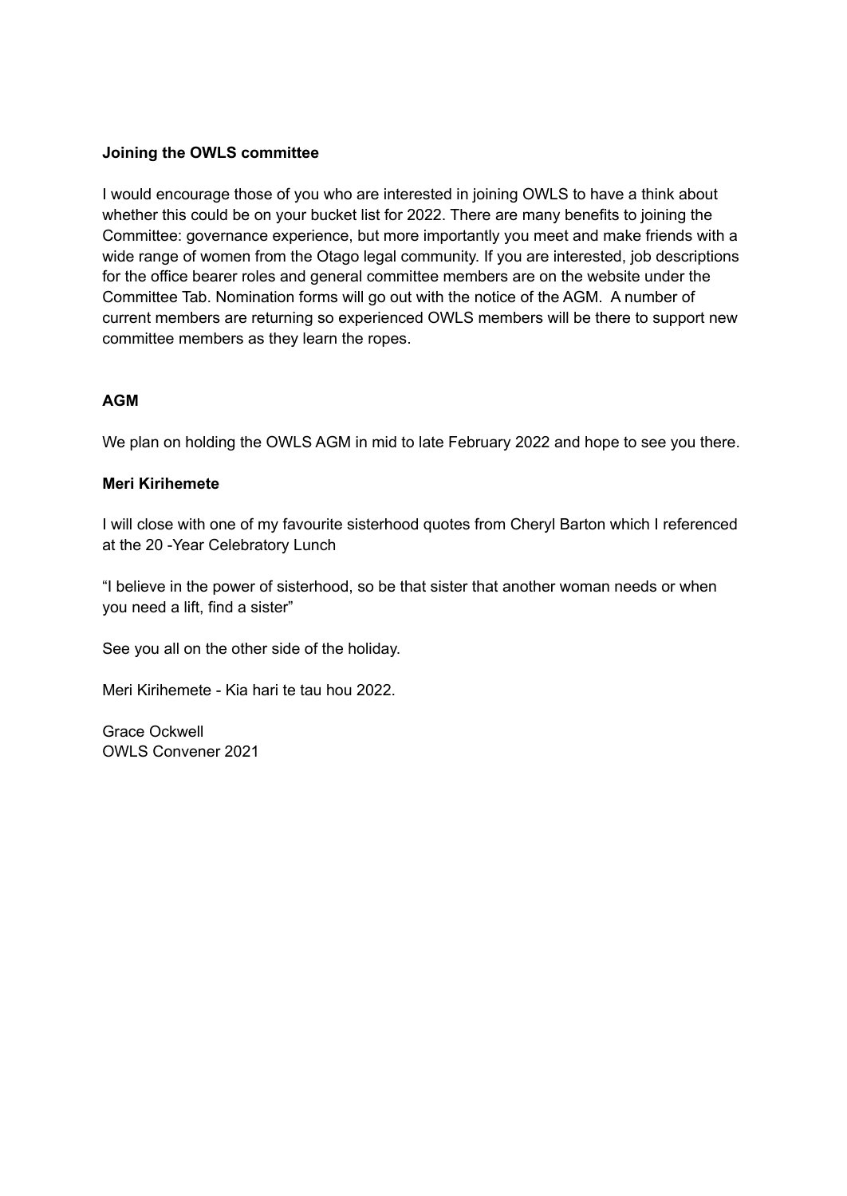**Joining the OWLS committee**

I would encourage those of you who are interested in joining OWLS to have a think about whether this could be on your bucket list for 2022. There are many benefits to joining the Committee: governance experience, but more importantly you meet and make friends with a wide range of women from the Otago legal community. If you are interested, job descriptions for the office bearer roles and general committee members are on the website under the Committee Tab. Nomination forms will go out with the notice of the AGM. A number of current members are returning so experienced OWLS members will be there to support new committee members as they learn the ropes.

**AGM**

We plan on holding the OWLS AGM in mid to late February 2022 and hope to see you there.

**Meri Kirihemete**

I will close with one of my favourite sisterhood quotes from Cheryl Barton which I referenced at the 20 -Year Celebratory Lunch

“I believe in the power of sisterhood, so be that sister that another woman needs or when you need a lift, find a sister”

See you all on the other side of the holiday.

Meri Kirihemete - Kia hari te tau hou 2022.

Grace Ockwell
OWLS Convener 2021